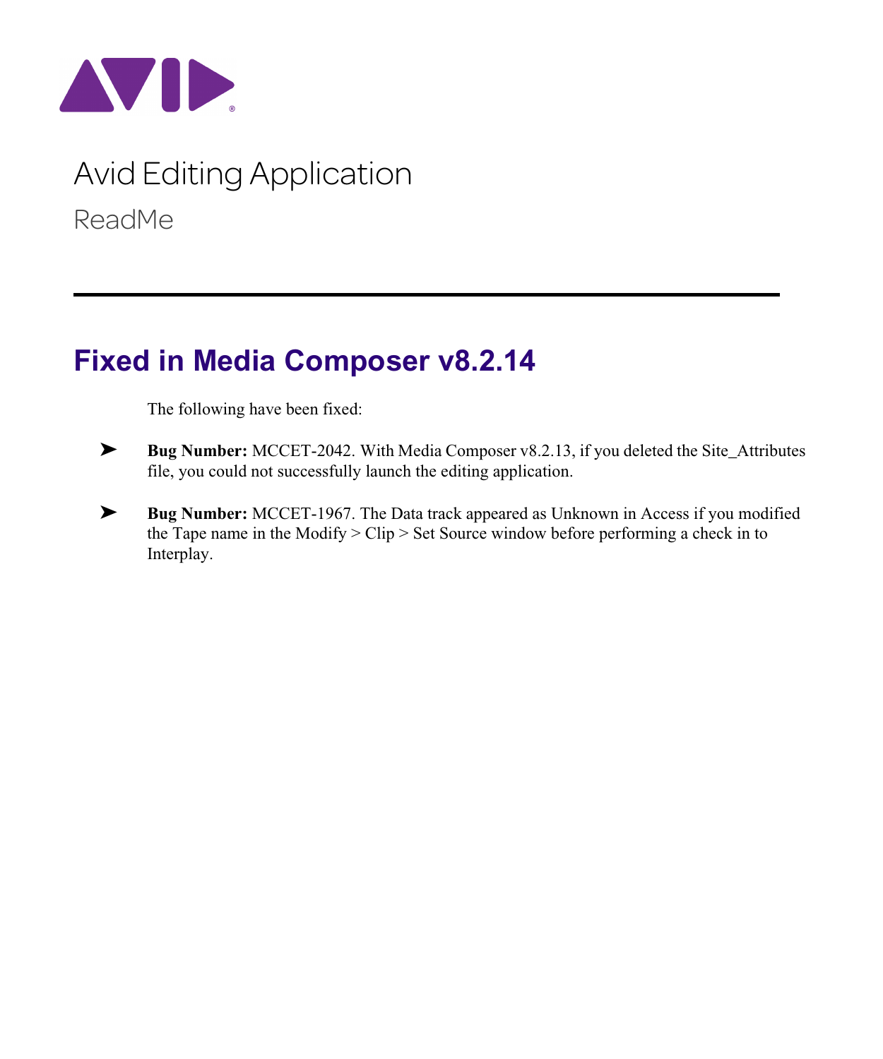# Avid Editing Application

ReadMe

## Fixed in Media Composer v8.2.14

The following have been fixed:

- **Bug Number:** MCCET-2042. With Media Composer v8.2.13, if you deleted the Site_Attributes file, you could not successfully launch the editing application.

- **Bug Number:** MCCET-1967. The Data track appeared as Unknown in Access if you modified the Tape name in the Modify > Clip > Set Source window before performing a check in to Interplay.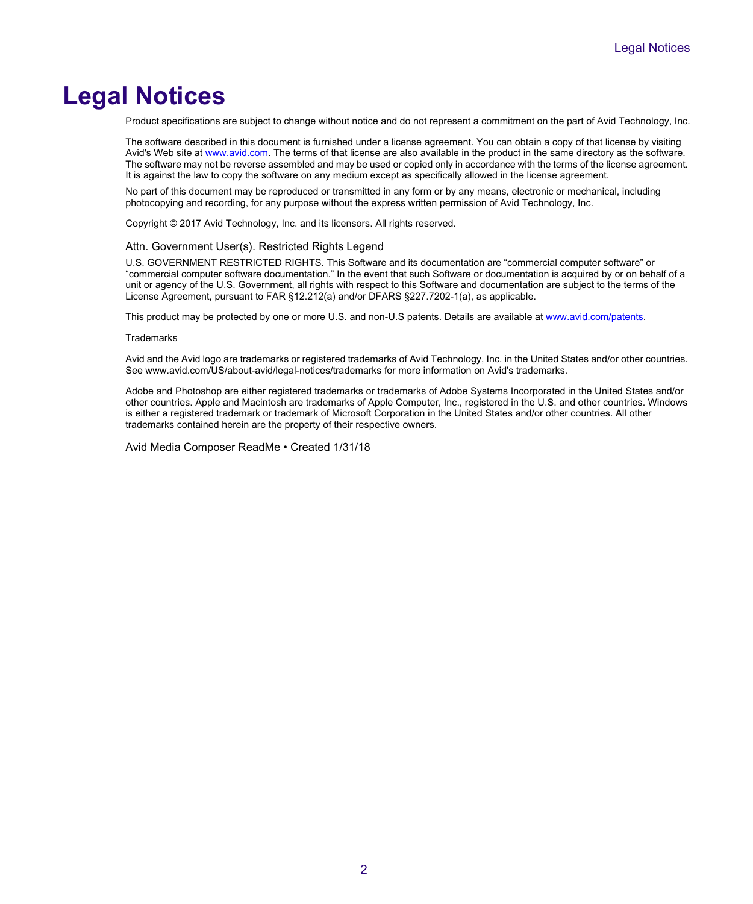# Legal Notices

Product specifications are subject to change without notice and do not represent a commitment on the part of Avid Technology, Inc.

The software described in this document is furnished under a license agreement. You can obtain a copy of that license by visiting Avid's Web site at www.avid.com. The terms of that license are also available in the product in the same directory as the software. The software may not be reverse assembled and may be used or copied only in accordance with the terms of the license agreement. It is against the law to copy the software on any medium except as specifically allowed in the license agreement.

No part of this document may be reproduced or transmitted in any form or by any means, electronic or mechanical, including photocopying and recording, for any purpose without the express written permission of Avid Technology, Inc.

Copyright © 2017 Avid Technology, Inc. and its licensors. All rights reserved.

Attn. Government User(s). Restricted Rights Legend

U.S. GOVERNMENT RESTRICTED RIGHTS. This Software and its documentation are "commercial computer software" or "commercial computer software documentation." In the event that such Software or documentation is acquired by or on behalf of a unit or agency of the U.S. Government, all rights with respect to this Software and documentation are subject to the terms of the License Agreement, pursuant to FAR §12.212(a) and/or DFARS §227.7202-1(a), as applicable.

This product may be protected by one or more U.S. and non-U.S patents. Details are available at www.avid.com/patents.

Trademarks

Avid and the Avid logo are trademarks or registered trademarks of Avid Technology, Inc. in the United States and/or other countries. See www.avid.com/US/about-avid/legal-notices/trademarks for more information on Avid's trademarks.

Adobe and Photoshop are either registered trademarks or trademarks of Adobe Systems Incorporated in the United States and/or other countries. Apple and Macintosh are trademarks of Apple Computer, Inc., registered in the U.S. and other countries. Windows is either a registered trademark or trademark of Microsoft Corporation in the United States and/or other countries. All other trademarks contained herein are the property of their respective owners.

Avid Media Composer ReadMe • Created 1/31/18